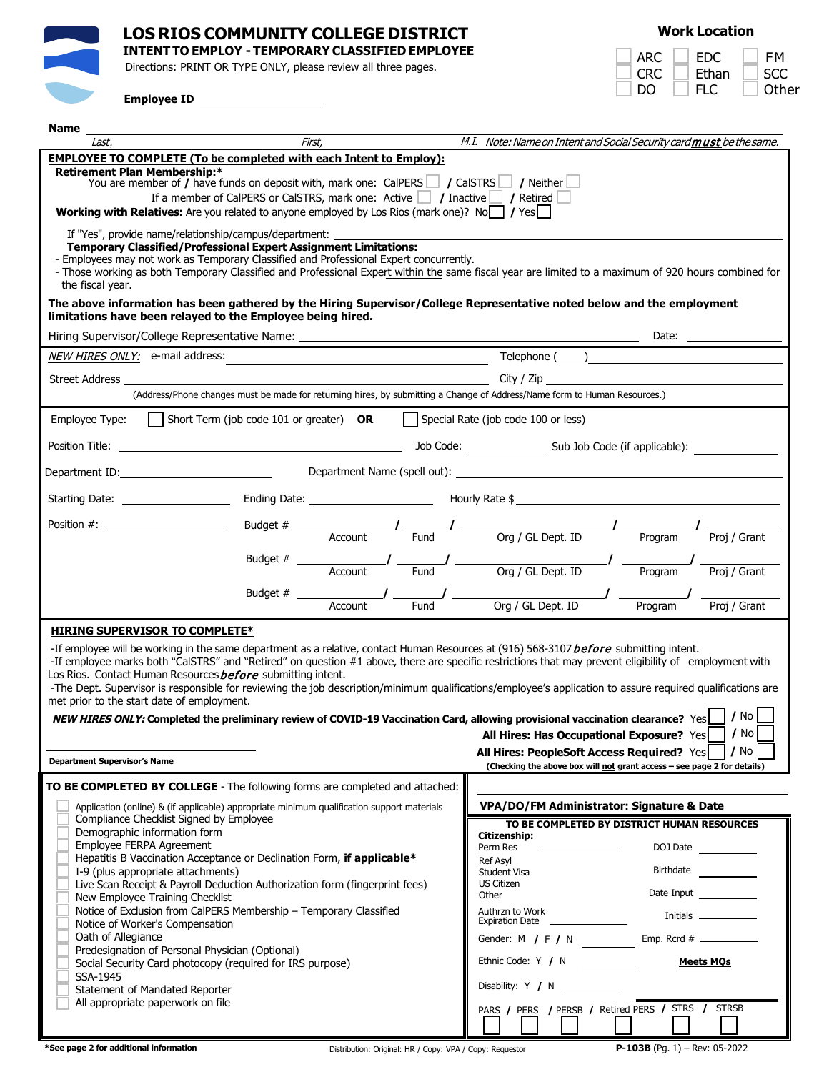# LOS RIOS COMMUNITY COLLEGE DISTRICT

**INTENT TO EMPLOY - TEMPORARY CLASSIFIED EMPLOYEE**

Directions: PRINT OR TYPE ONLY, please review all three pages.

**Employee ID** ____________________

**Work Location**

☐ ARC ☐ EDC ☐ FM
☐ CRC ☐ Ethan ☐ SCC
☐ DO ☐ FLC ☐ Other

**Name** ______________________________________________
*Last, First, M.I.* *Note: Name on Intent and Social Security card **must** be the same.*

**EMPLOYEE TO COMPLETE (To be completed with each Intent to Employ):**

**Retirement Plan Membership:***
You are member of **/** have funds on deposit with, mark one: CalPERS ☐ **/** CalSTRS ☐ **/** Neither ☐
If a member of CalPERS or CalSTRS, mark one: Active ☐ **/** Inactive ☐ **/** Retired ☐

**Working with Relatives:** Are you related to anyone employed by Los Rios (mark one)? No ☐ **/** Yes ☐

If "Yes", provide name/relationship/campus/department: ______________________________

**Temporary Classified/Professional Expert Assignment Limitations:**
- Employees may not work as Temporary Classified and Professional Expert concurrently.
- Those working as both Temporary Classified and Professional Expert within the same fiscal year are limited to a maximum of 920 hours combined for the fiscal year.

**The above information has been gathered by the Hiring Supervisor/College Representative noted below and the employment limitations have been relayed to the Employee being hired.**

Hiring Supervisor/College Representative Name: ______________________________ Date: ____________

*NEW HIRES ONLY:* e-mail address: ______________________________ Telephone ( ) ____________

Street Address ______________________________ City / Zip ____________

(Address/Phone changes must be made for returning hires, by submitting a Change of Address/Name form to Human Resources.)

Employee Type: ☐ Short Term (job code 101 or greater) **OR** ☐ Special Rate (job code 100 or less)

Position Title: ______________________________ Job Code: ____________ Sub Job Code (if applicable): ____________

Department ID: ____________ Department Name (spell out): ______________________________

Starting Date: ____________ Ending Date: ____________ Hourly Rate $ ____________

Position #: ____________

| | Account | Fund | Org / GL Dept. ID | Program | Proj / Grant |
|---|---|---|---|---|---|
| Budget # | | | | | |
| Budget # | | | | | |
| Budget # | | | | | |

**HIRING SUPERVISOR TO COMPLETE***

-If employee will be working in the same department as a relative, contact Human Resources at (916) 568-3107 ***before*** submitting intent.
-If employee marks both "CalSTRS" and "Retired" on question #1 above, there are specific restrictions that may prevent eligibility of employment with Los Rios. Contact Human Resources ***before*** submitting intent.
-The Dept. Supervisor is responsible for reviewing the job description/minimum qualifications/employee's application to assure required qualifications are met prior to the start date of employment.

***NEW HIRES ONLY:*** **Completed the preliminary review of COVID-19 Vaccination Card, allowing provisional vaccination clearance?** Yes ☐ **/** No ☐

**All Hires: Has Occupational Exposure?** Yes ☐ **/** No ☐

**All Hires: PeopleSoft Access Required?** Yes ☐ **/** No ☐
**(Checking the above box will *not* grant access – see page 2 for details)**

______________________________
**Department Supervisor's Name**

**TO BE COMPLETED BY COLLEGE** - The following forms are completed and attached:

- ☐ Application (online) & (if applicable) appropriate minimum qualification support materials
- ☐ Compliance Checklist Signed by Employee
- ☐ Demographic information form
- ☐ Employee FERPA Agreement
- ☐ Hepatitis B Vaccination Acceptance or Declination Form, **if applicable***
- ☐ I-9 (plus appropriate attachments)
- ☐ Live Scan Receipt & Payroll Deduction Authorization form (fingerprint fees)
- ☐ New Employee Training Checklist
- ☐ Notice of Exclusion from CalPERS Membership – Temporary Classified
- ☐ Notice of Worker's Compensation
- ☐ Oath of Allegiance
- ☐ Predesignation of Personal Physician (Optional)
- ☐ Social Security Card photocopy (required for IRS purpose)
- ☐ SSA-1945
- ☐ Statement of Mandated Reporter
- ☐ All appropriate paperwork on file

______________________________
**VPA/DO/FM Administrator: Signature & Date**

**TO BE COMPLETED BY DISTRICT HUMAN RESOURCES**

**Citizenship:**
Perm Res ____________ DOJ Date ____________
Ref Asyl
Student Visa Birthdate ____________
US Citizen
Other Date Input ____________
Authrzn to Work Expiration Date ____________ Initials ____________
Gender: M **/** F **/** N ____________ Emp. Rcrd # ____________
Ethnic Code: Y **/** N ____________ **Meets MQs**
Disability: Y **/** N ____________

PARS **/** PERS **/** PERSB **/** Retired PERS **/** STRS **/** STRSB
☐ ☐ ☐ ☐ ☐ ☐

***See page 2 for additional information**

Distribution: Original: HR / Copy: VPA / Copy: Requestor

**P-103B** (Pg. 1) – Rev: 05-2022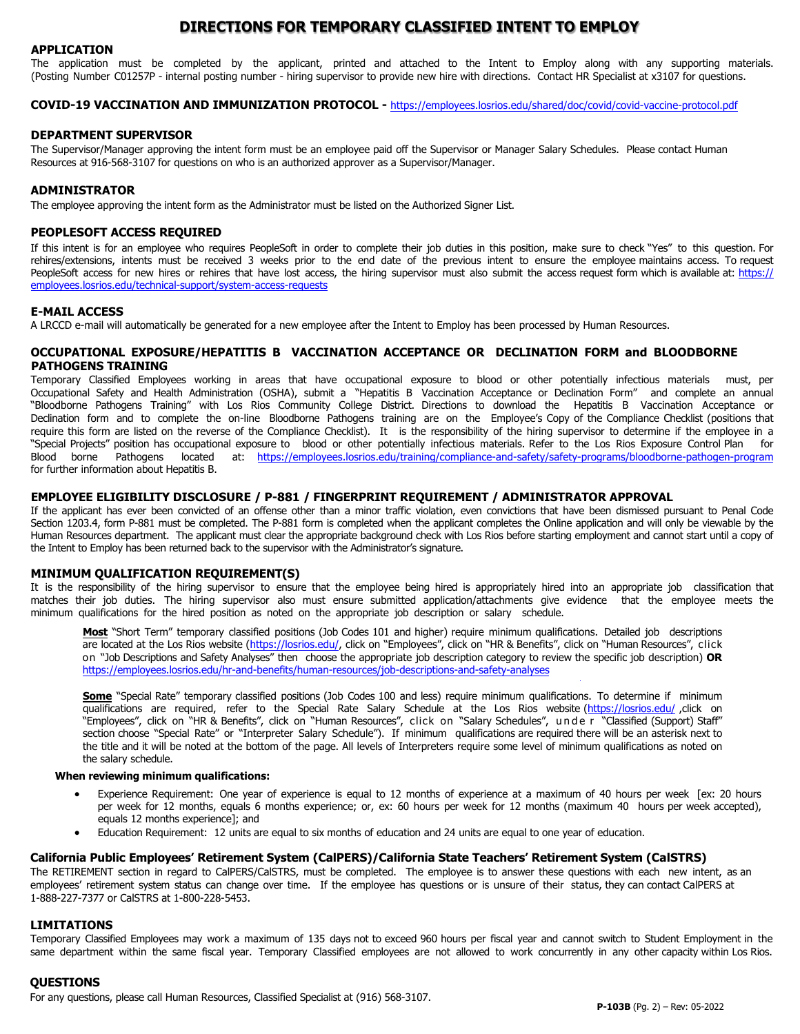# DIRECTIONS FOR TEMPORARY CLASSIFIED INTENT TO EMPLOY

## APPLICATION

The application must be completed by the applicant, printed and attached to the Intent to Employ along with any supporting materials. (Posting Number C01257P - internal posting number - hiring supervisor to provide new hire with directions. Contact HR Specialist at x3107 for questions.

## COVID-19 VACCINATION AND IMMUNIZATION PROTOCOL - https://employees.losrios.edu/shared/doc/covid/covid-vaccine-protocol.pdf

## DEPARTMENT SUPERVISOR

The Supervisor/Manager approving the intent form must be an employee paid off the Supervisor or Manager Salary Schedules. Please contact Human Resources at 916-568-3107 for questions on who is an authorized approver as a Supervisor/Manager.

## ADMINISTRATOR

The employee approving the intent form as the Administrator must be listed on the Authorized Signer List.

## PEOPLESOFT ACCESS REQUIRED

If this intent is for an employee who requires PeopleSoft in order to complete their job duties in this position, make sure to check "Yes" to this question. For rehires/extensions, intents must be received 3 weeks prior to the end date of the previous intent to ensure the employee maintains access. To request PeopleSoft access for new hires or rehires that have lost access, the hiring supervisor must also submit the access request form which is available at: https://employees.losrios.edu/technical-support/system-access-requests

## E-MAIL ACCESS

A LRCCD e-mail will automatically be generated for a new employee after the Intent to Employ has been processed by Human Resources.

## OCCUPATIONAL EXPOSURE/HEPATITIS B VACCINATION ACCEPTANCE OR DECLINATION FORM and BLOODBORNE PATHOGENS TRAINING

Temporary Classified Employees working in areas that have occupational exposure to blood or other potentially infectious materials must, per Occupational Safety and Health Administration (OSHA), submit a "Hepatitis B Vaccination Acceptance or Declination Form" and complete an annual "Bloodborne Pathogens Training" with Los Rios Community College District. Directions to download the Hepatitis B Vaccination Acceptance or Declination form and to complete the on-line Bloodborne Pathogens training are on the Employee's Copy of the Compliance Checklist (positions that require this form are listed on the reverse of the Compliance Checklist). It is the responsibility of the hiring supervisor to determine if the employee in a "Special Projects" position has occupational exposure to blood or other potentially infectious materials. Refer to the Los Rios Exposure Control Plan for Blood borne Pathogens located at: https://employees.losrios.edu/training/compliance-and-safety/safety-programs/bloodborne-pathogen-program for further information about Hepatitis B.

## EMPLOYEE ELIGIBILITY DISCLOSURE / P-881 / FINGERPRINT REQUIREMENT / ADMINISTRATOR APPROVAL

If the applicant has ever been convicted of an offense other than a minor traffic violation, even convictions that have been dismissed pursuant to Penal Code Section 1203.4, form P-881 must be completed. The P-881 form is completed when the applicant completes the Online application and will only be viewable by the Human Resources department. The applicant must clear the appropriate background check with Los Rios before starting employment and cannot start until a copy of the Intent to Employ has been returned back to the supervisor with the Administrator's signature.

## MINIMUM QUALIFICATION REQUIREMENT(S)

It is the responsibility of the hiring supervisor to ensure that the employee being hired is appropriately hired into an appropriate job classification that matches their job duties. The hiring supervisor also must ensure submitted application/attachments give evidence that the employee meets the minimum qualifications for the hired position as noted on the appropriate job description or salary schedule.

**Most** "Short Term" temporary classified positions (Job Codes 101 and higher) require minimum qualifications. Detailed job descriptions are located at the Los Rios website (https://losrios.edu/, click on "Employees", click on "HR & Benefits", click on "Human Resources", click on "Job Descriptions and Safety Analyses" then choose the appropriate job description category to review the specific job description) **OR** https://employees.losrios.edu/hr-and-benefits/human-resources/job-descriptions-and-safety-analyses

**Some** "Special Rate" temporary classified positions (Job Codes 100 and less) require minimum qualifications. To determine if minimum qualifications are required, refer to the Special Rate Salary Schedule at the Los Rios website (https://losrios.edu/ ,click on "Employees", click on "HR & Benefits", click on "Human Resources", click on "Salary Schedules", under "Classified (Support) Staff" section choose "Special Rate" or "Interpreter Salary Schedule"). If minimum qualifications are required there will be an asterisk next to the title and it will be noted at the bottom of the page. All levels of Interpreters require some level of minimum qualifications as noted on the salary schedule.

**When reviewing minimum qualifications:**

- Experience Requirement: One year of experience is equal to 12 months of experience at a maximum of 40 hours per week [ex: 20 hours per week for 12 months, equals 6 months experience; or, ex: 60 hours per week for 12 months (maximum 40 hours per week accepted), equals 12 months experience]; and
- Education Requirement: 12 units are equal to six months of education and 24 units are equal to one year of education.

## California Public Employees' Retirement System (CalPERS)/California State Teachers' Retirement System (CalSTRS)

The RETIREMENT section in regard to CalPERS/CalSTRS, must be completed. The employee is to answer these questions with each new intent, as an employees' retirement system status can change over time. If the employee has questions or is unsure of their status, they can contact CalPERS at 1-888-227-7377 or CalSTRS at 1-800-228-5453.

## LIMITATIONS

Temporary Classified Employees may work a maximum of 135 days not to exceed 960 hours per fiscal year and cannot switch to Student Employment in the same department within the same fiscal year. Temporary Classified employees are not allowed to work concurrently in any other capacity within Los Rios.

## QUESTIONS

For any questions, please call Human Resources, Classified Specialist at (916) 568-3107.

**P-103B** (Pg. 2) – Rev: 05-2022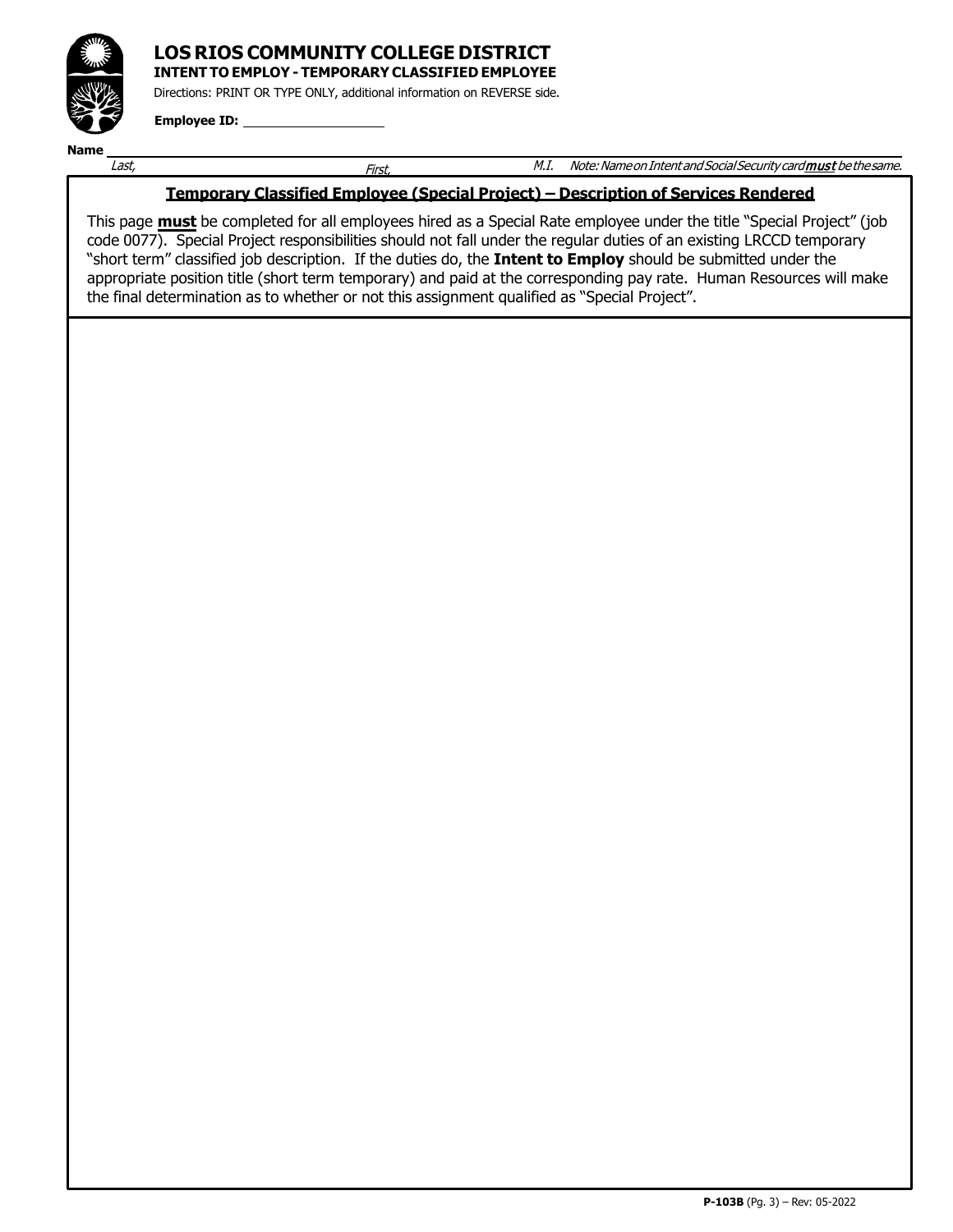# LOS RIOS COMMUNITY COLLEGE DISTRICT

**INTENT TO EMPLOY - TEMPORARY CLASSIFIED EMPLOYEE**

Directions: PRINT OR TYPE ONLY, additional information on REVERSE side.

**Employee ID:** ____________________

**Name** ______________________________________________________________________

*Last,* *First,* *M.I.* *Note: Name on Intent and Social Security card **must** be the same.*

## Temporary Classified Employee (Special Project) – Description of Services Rendered

This page **must** be completed for all employees hired as a Special Rate employee under the title "Special Project" (job code 0077). Special Project responsibilities should not fall under the regular duties of an existing LRCCD temporary "short term" classified job description. If the duties do, the **Intent to Employ** should be submitted under the appropriate position title (short term temporary) and paid at the corresponding pay rate. Human Resources will make the final determination as to whether or not this assignment qualified as "Special Project".

**P-103B** (Pg. 3) – Rev: 05-2022